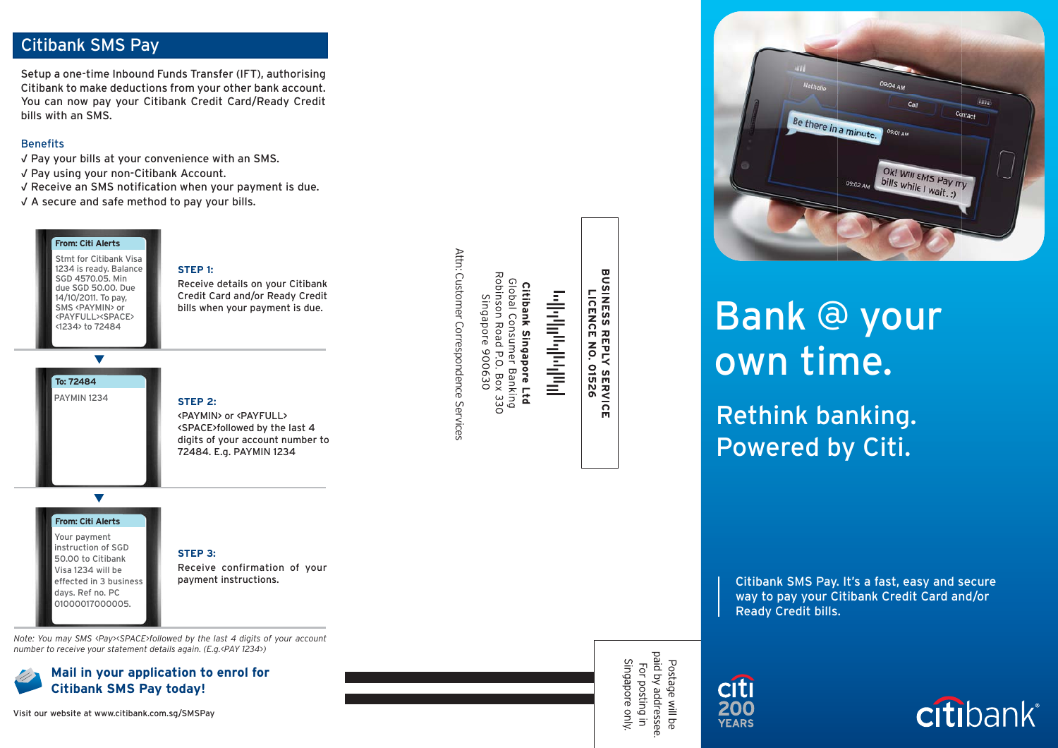## Citibank SMS Pay

Setup a one-time Inbound Funds Transfer (IFT), authorising Citibank to make deductions from your other bank account. You can now pay your Citibank Credit Card/Ready Credit bills with an SMS.

### Benefits

- ✓ Pay your bills at your convenience with an SMS.
- ✓ Pay using your non-Citibank Account.
- ✓ Receive an SMS notification when your payment is due.
- ✓ A secure and safe method to pay your bills.

**From: Citi Alerts**

Stmt for Citibank Visa 1234 is ready. Balance SGD 4570.05. Min due SGD 50.00. Due 14/10/2011. To pay, SMS <PAYMIN> or <PAYFULL><SPACE><1234> to 72484

**STEP 1:**
Receive details on your Citibank Credit Card and/or Ready Credit bills when your payment is due.

**To: 72484**

PAYMIN 1234

**STEP 2:**
<PAYMIN> or <PAYFULL><SPACE>followed by the last 4 digits of your account number to 72484. E.g. PAYMIN 1234

**From: Citi Alerts**

Your payment instruction of SGD 50.00 to Citibank Visa 1234 will be effected in 3 business days. Ref no. PC 01000017000005.

**STEP 3:**
Receive confirmation of your payment instructions.

*Note: You may SMS <Pay><SPACE>followed by the last 4 digits of your account number to receive your statement details again. (E.g.<PAY 1234>)*

**Mail in your application to enrol for Citibank SMS Pay today!**

Visit our website at www.citibank.com.sg/SMSPay

**BUSINESS REPLY SERVICE**
**LICENCE NO. 01526**

**Citibank Singapore Ltd**
Global Consumer Banking
Robinson Road P.O. Box 330
Singapore 900630

Attn: Customer Correspondence Services

Postage will be paid by addressee.
For posting in Singapore only.

# Bank @ your own time.

## Rethink banking. Powered by Citi.

Citibank SMS Pay. It's a fast, easy and secure way to pay your Citibank Credit Card and/or Ready Credit bills.

citi 200 YEARS

citibank®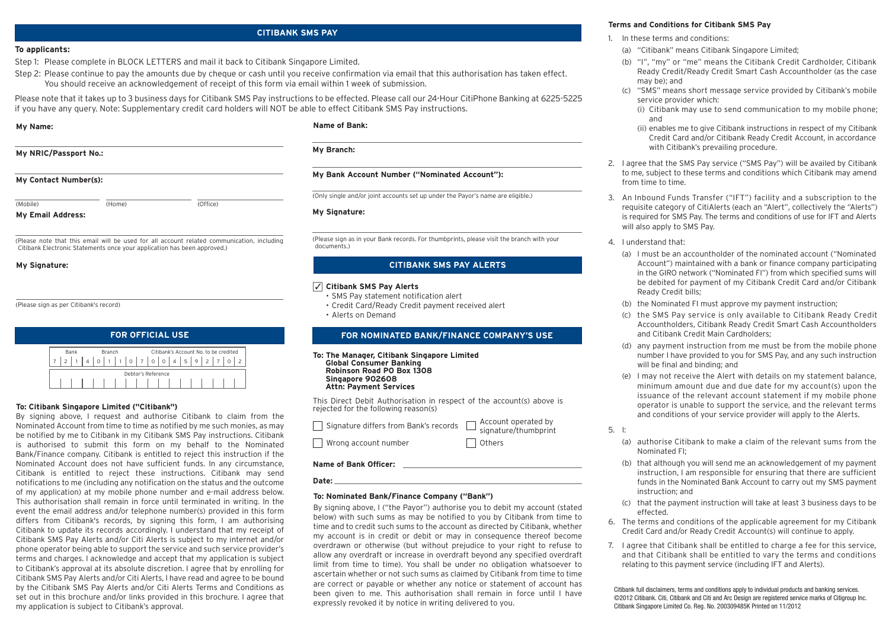## CITIBANK SMS PAY

**To applicants:**

Step 1: Please complete in BLOCK LETTERS and mail it back to Citibank Singapore Limited.

Step 2: Please continue to pay the amounts due by cheque or cash until you receive confirmation via email that this authorisation has taken effect. You should receive an acknowledgement of receipt of this form via email within 1 week of submission.

Please note that it takes up to 3 business days for Citibank SMS Pay instructions to be effected. Please call our 24-Hour CitiPhone Banking at 6225-5225 if you have any query. Note: Supplementary credit card holders will NOT be able to effect Citibank SMS Pay instructions.

**My Name:**

**My NRIC/Passport No.:**

**My Contact Number(s):**

(Mobile) (Home) (Office)

**My Email Address:**

(Please note that this email will be used for all account related communication, including Citibank Electronic Statements once your application has been approved.)

**My Signature:**

(Please sign as per Citibank's record)

**Name of Bank:**

**My Branch:**

**My Bank Account Number ("Nominated Account"):**

(Only single and/or joint accounts set up under the Payor's name are eligible.)

**My Signature:**

(Please sign as in your Bank records. For thumbprints, please visit the branch with your documents.)

## FOR OFFICIAL USE

| Bank | | | | Branch | | | Citibank's Account No. to be credited | | | | | | | | | |
|---|---|---|---|---|---|---|---|---|---|---|---|---|---|---|---|---|
| 7 | 2 | 1 | 4 | 0 | 1 | 1 | 0 | 7 | 0 | 0 | 4 | 5 | 9 | 2 | 7 | 0 | 2 |

Debtor's Reference

**To: Citibank Singapore Limited ("Citibank")**

By signing above, I request and authorise Citibank to claim from the Nominated Account from time to time as notified by me such monies, as may be notified by me to Citibank in my Citibank SMS Pay instructions. Citibank is authorised to submit this form on my behalf to the Nominated Bank/Finance company. Citibank is entitled to reject this instruction if the Nominated Account does not have sufficient funds. In any circumstance, Citibank is entitled to reject these instructions. Citibank may send notifications to me (including any notification on the status and the outcome of my application) at my mobile phone number and e-mail address below. This authorisation shall remain in force until terminated in writing. In the event the email address and/or telephone number(s) provided in this form differs from Citibank's records, by signing this form, I am authorising Citibank to update its records accordingly. I understand that my receipt of Citibank SMS Pay Alerts and/or Citi Alerts is subject to my internet and/or phone operator being able to support the service and such service provider's terms and charges. I acknowledge and accept that my application is subject to Citibank's approval at its absolute discretion. I agree that by enrolling for Citibank SMS Pay Alerts and/or Citi Alerts, I have read and agree to be bound by the Citibank SMS Pay Alerts and/or Citi Alerts Terms and Conditions as set out in this brochure and/or links provided in this brochure. I agree that my application is subject to Citibank's approval.

## CITIBANK SMS PAY ALERTS

☑ **Citibank SMS Pay Alerts**
- SMS Pay statement notification alert
- Credit Card/Ready Credit payment received alert
- Alerts on Demand

## FOR NOMINATED BANK/FINANCE COMPANY'S USE

**To: The Manager, Citibank Singapore Limited**
**Global Consumer Banking**
**Robinson Road PO Box 1308**
**Singapore 902608**
**Attn: Payment Services**

This Direct Debit Authorisation in respect of the account(s) above is rejected for the following reason(s)

☐ Signature differs from Bank's records ☐ Account operated by signature/thumbprint

☐ Wrong account number ☐ Others

**Name of Bank Officer:**

**Date:**

**To: Nominated Bank/Finance Company ("Bank")**

By signing above, I ("the Payor") authorise you to debit my account (stated below) with such sums as may be notified to you by Citibank from time to time and to credit such sums to the account as directed by Citibank, whether my account is in credit or debit or may in consequence thereof become overdrawn or otherwise (but without prejudice to your right to refuse to allow any overdraft or increase in overdraft beyond any specified overdraft limit from time to time). You shall be under no obligation whatsoever to ascertain whether or not such sums as claimed by Citibank from time to time are correct or payable or whether any notice or statement of account has been given to me. This authorisation shall remain in force until I have expressly revoked it by notice in writing delivered to you.

### Terms and Conditions for Citibank SMS Pay

1. In these terms and conditions:
   (a) "Citibank" means Citibank Singapore Limited;
   (b) "I", "my" or "me" means the Citibank Credit Cardholder, Citibank Ready Credit/Ready Credit Smart Cash Accountholder (as the case may be); and
   (c) "SMS" means short message service provided by Citibank's mobile service provider which:
      (i) Citibank may use to send communication to my mobile phone; and
      (ii) enables me to give Citibank instructions in respect of my Citibank Credit Card and/or Citibank Ready Credit Account, in accordance with Citibank's prevailing procedure.
2. I agree that the SMS Pay service ("SMS Pay") will be availed by Citibank to me, subject to these terms and conditions which Citibank may amend from time to time.
3. An Inbound Funds Transfer ("IFT") facility and a subscription to the requisite category of CitiAlerts (each an "Alert", collectively the "Alerts") is required for SMS Pay. The terms and conditions of use for IFT and Alerts will also apply to SMS Pay.
4. I understand that:
   (a) I must be an accountholder of the nominated account ("Nominated Account") maintained with a bank or finance company participating in the GIRO network ("Nominated FI") from which specified sums will be debited for payment of my Citibank Credit Card and/or Citibank Ready Credit bills;
   (b) the Nominated FI must approve my payment instruction;
   (c) the SMS Pay service is only available to Citibank Ready Credit Accountholders, Citibank Ready Credit Smart Cash Accountholders and Citibank Credit Main Cardholders;
   (d) any payment instruction from me must be from the mobile phone number I have provided to you for SMS Pay, and any such instruction will be final and binding; and
   (e) I may not receive the Alert with details on my statement balance, minimum amount due and due date for my account(s) upon the issuance of the relevant account statement if my mobile phone operator is unable to support the service, and the relevant terms and conditions of your service provider will apply to the Alerts.
5. I:
   (a) authorise Citibank to make a claim of the relevant sums from the Nominated FI;
   (b) that although you will send me an acknowledgement of my payment instruction, I am responsible for ensuring that there are sufficient funds in the Nominated Bank Account to carry out my SMS payment instruction; and
   (c) that the payment instruction will take at least 3 business days to be effected.
6. The terms and conditions of the applicable agreement for my Citibank Credit Card and/or Ready Credit Account(s) will continue to apply.
7. I agree that Citibank shall be entitled to charge a fee for this service, and that Citibank shall be entitled to vary the terms and conditions relating to this payment service (including IFT and Alerts).

Citibank full disclaimers, terms and conditions apply to individual products and banking services. ©2012 Citibank. Citi, Citibank and Citi and Arc Design are registered service marks of Citigroup Inc. Citibank Singapore Limited Co. Reg. No. 200309485K Printed on 11/2012